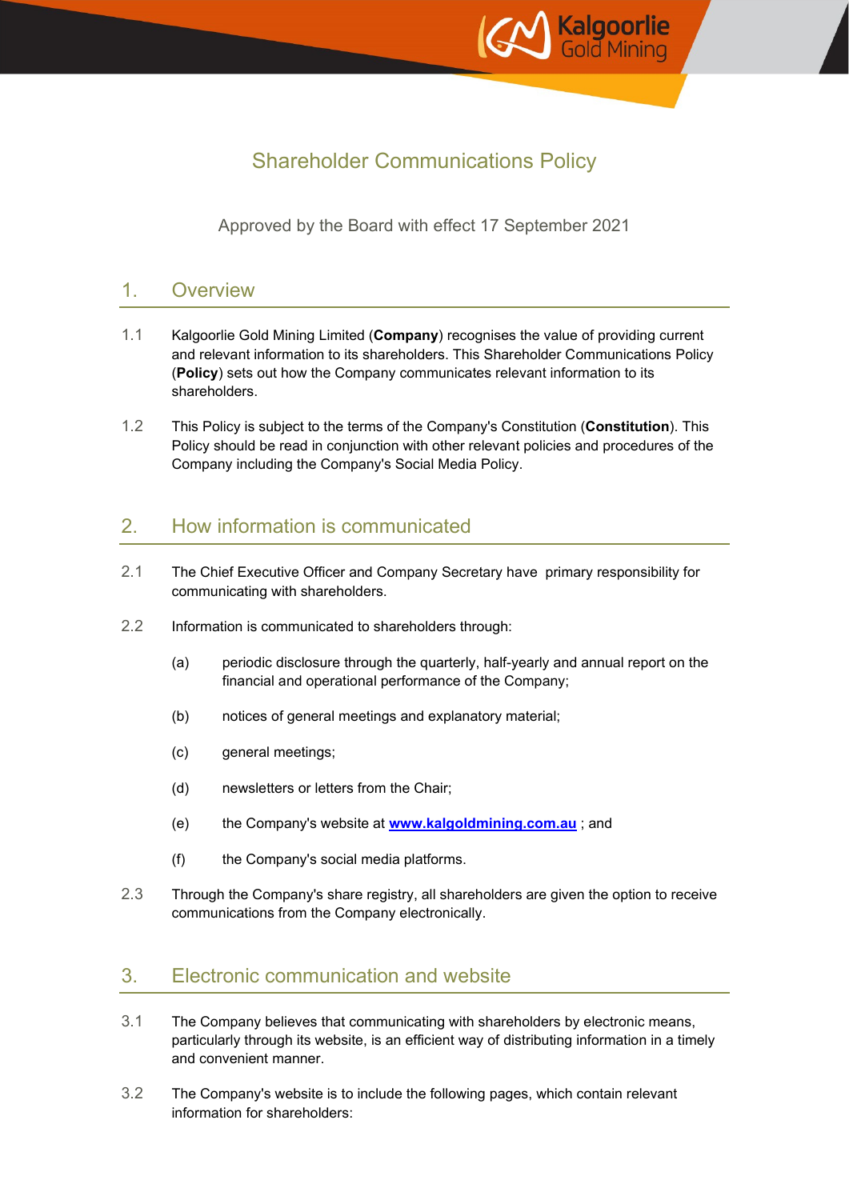# Shareholder Communications Policy

Approved by the Board with effect 17 September 2021

## 1. Overview

1.1 Kalgoorlie Gold Mining Limited (**Company**) recognises the value of providing current and relevant information to its shareholders. This Shareholder Communications Policy (**Policy**) sets out how the Company communicates relevant information to its shareholders.

1.2 This Policy is subject to the terms of the Company's Constitution (**Constitution**). This Policy should be read in conjunction with other relevant policies and procedures of the Company including the Company's Social Media Policy.

## 2. How information is communicated

2.1 The Chief Executive Officer and Company Secretary have primary responsibility for communicating with shareholders.

2.2 Information is communicated to shareholders through:

(a) periodic disclosure through the quarterly, half-yearly and annual report on the financial and operational performance of the Company;

(b) notices of general meetings and explanatory material;

(c) general meetings;

(d) newsletters or letters from the Chair;

(e) the Company's website at **[www.kalgoldmining.com.au](http://www.kalgoldmining.com.au)** ; and

(f) the Company's social media platforms.

2.3 Through the Company's share registry, all shareholders are given the option to receive communications from the Company electronically.

## 3. Electronic communication and website

3.1 The Company believes that communicating with shareholders by electronic means, particularly through its website, is an efficient way of distributing information in a timely and convenient manner.

3.2 The Company's website is to include the following pages, which contain relevant information for shareholders: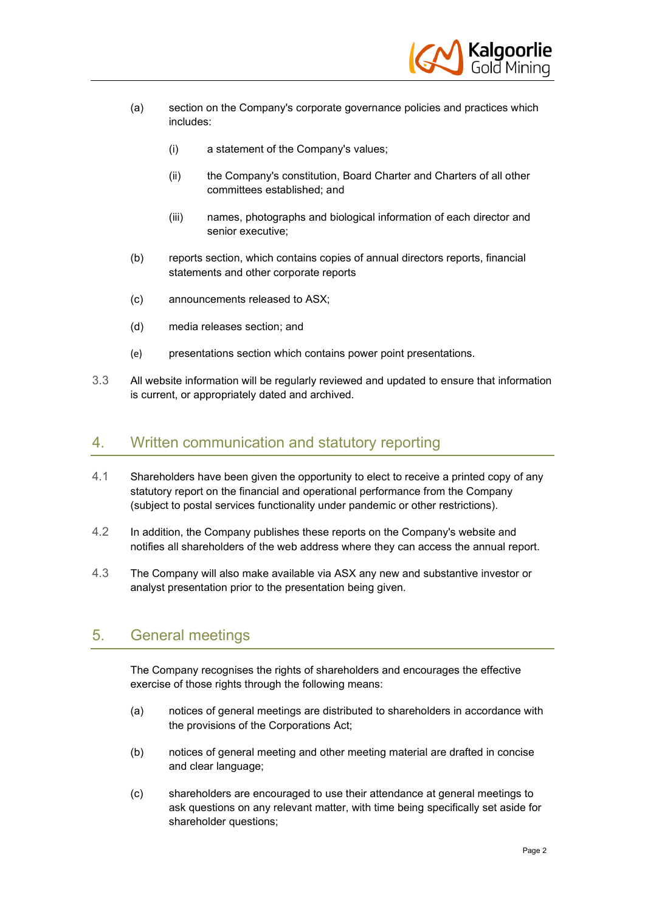(a) section on the Company's corporate governance policies and practices which includes:

   (i) a statement of the Company's values;

   (ii) the Company's constitution, Board Charter and Charters of all other committees established; and

   (iii) names, photographs and biological information of each director and senior executive;

(b) reports section, which contains copies of annual directors reports, financial statements and other corporate reports

(c) announcements released to ASX;

(d) media releases section; and

(e) presentations section which contains power point presentations.

3.3 All website information will be regularly reviewed and updated to ensure that information is current, or appropriately dated and archived.

## 4. Written communication and statutory reporting

4.1 Shareholders have been given the opportunity to elect to receive a printed copy of any statutory report on the financial and operational performance from the Company (subject to postal services functionality under pandemic or other restrictions).

4.2 In addition, the Company publishes these reports on the Company's website and notifies all shareholders of the web address where they can access the annual report.

4.3 The Company will also make available via ASX any new and substantive investor or analyst presentation prior to the presentation being given.

## 5. General meetings

The Company recognises the rights of shareholders and encourages the effective exercise of those rights through the following means:

(a) notices of general meetings are distributed to shareholders in accordance with the provisions of the Corporations Act;

(b) notices of general meeting and other meeting material are drafted in concise and clear language;

(c) shareholders are encouraged to use their attendance at general meetings to ask questions on any relevant matter, with time being specifically set aside for shareholder questions;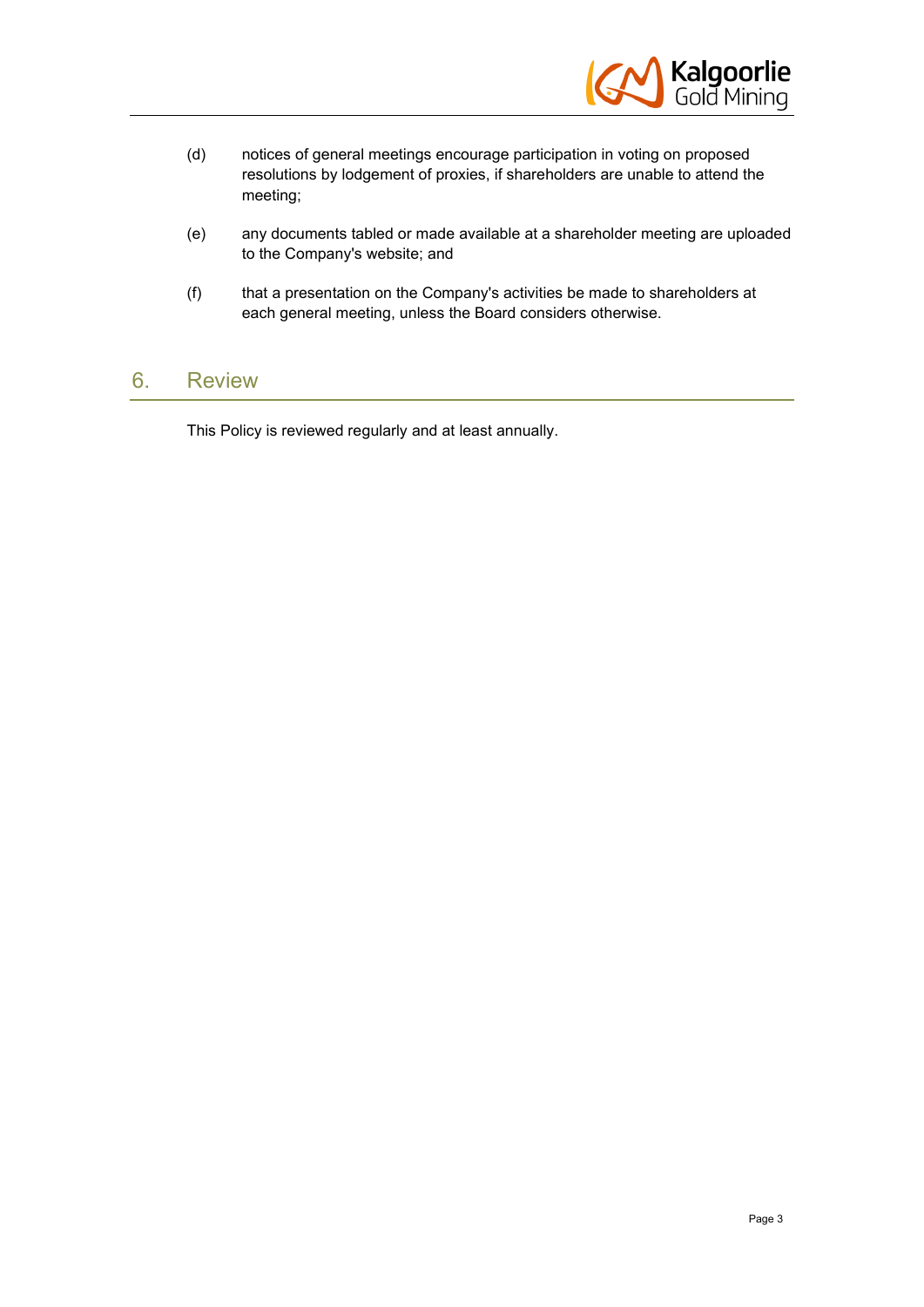(d) notices of general meetings encourage participation in voting on proposed resolutions by lodgement of proxies, if shareholders are unable to attend the meeting;

(e) any documents tabled or made available at a shareholder meeting are uploaded to the Company's website; and

(f) that a presentation on the Company's activities be made to shareholders at each general meeting, unless the Board considers otherwise.

## 6. Review

This Policy is reviewed regularly and at least annually.